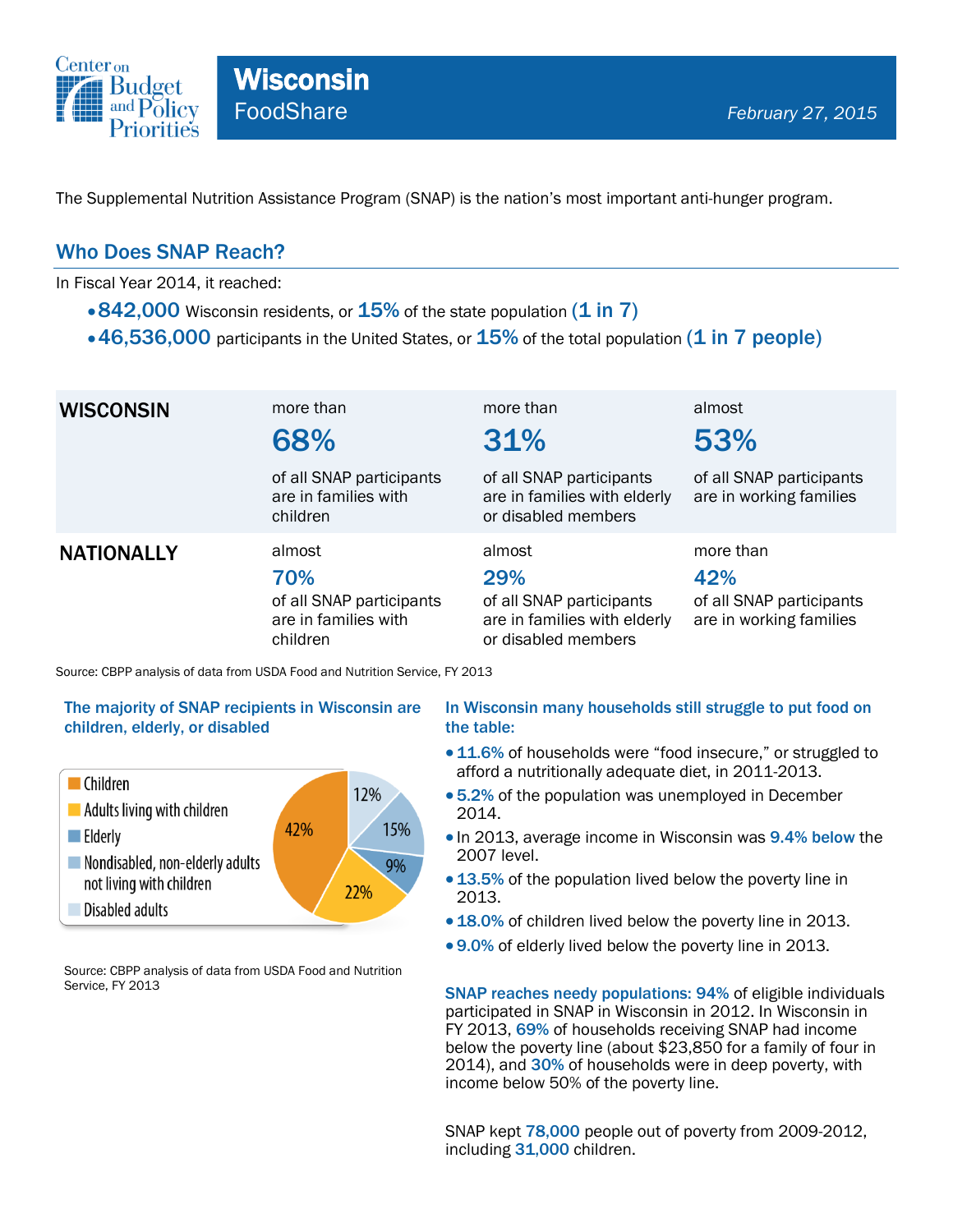# Wisconsin

## FoodShare

*February 27, 2015*

The Supplemental Nutrition Assistance Program (SNAP) is the nation's most important anti-hunger program.

## Who Does SNAP Reach?

In Fiscal Year 2014, it reached:

- **842,000** Wisconsin residents, or **15%** of the state population **(1 in 7)**
- **46,536,000** participants in the United States, or **15%** of the total population **(1 in 7 people)**

| | | | |
|---|---|---|---|
| **WISCONSIN** | more than **68%** of all SNAP participants are in families with children | more than **31%** of all SNAP participants are in families with elderly or disabled members | almost **53%** of all SNAP participants are in working families |
| **NATIONALLY** | almost **70%** of all SNAP participants are in families with children | almost **29%** of all SNAP participants are in families with elderly or disabled members | more than **42%** of all SNAP participants are in working families |

Source: CBPP analysis of data from USDA Food and Nutrition Service, FY 2013

### The majority of SNAP recipients in Wisconsin are children, elderly, or disabled

| Category | Share |
|---|---|
| Children | 42% |
| Adults living with children | 22% |
| Elderly | 9% |
| Nondisabled, non-elderly adults not living with children | 15% |
| Disabled adults | 12% |

Source: CBPP analysis of data from USDA Food and Nutrition Service, FY 2013

### In Wisconsin many households still struggle to put food on the table:

- **11.6%** of households were "food insecure," or struggled to afford a nutritionally adequate diet, in 2011-2013.
- **5.2%** of the population was unemployed in December 2014.
- In 2013, average income in Wisconsin was **9.4% below** the 2007 level.
- **13.5%** of the population lived below the poverty line in 2013.
- **18.0%** of children lived below the poverty line in 2013.
- **9.0%** of elderly lived below the poverty line in 2013.

**SNAP reaches needy populations: 94%** of eligible individuals participated in SNAP in Wisconsin in 2012. In Wisconsin in FY 2013, **69%** of households receiving SNAP had income below the poverty line (about $23,850 for a family of four in 2014), and **30%** of households were in deep poverty, with income below 50% of the poverty line.

SNAP kept **78,000** people out of poverty from 2009-2012, including **31,000** children.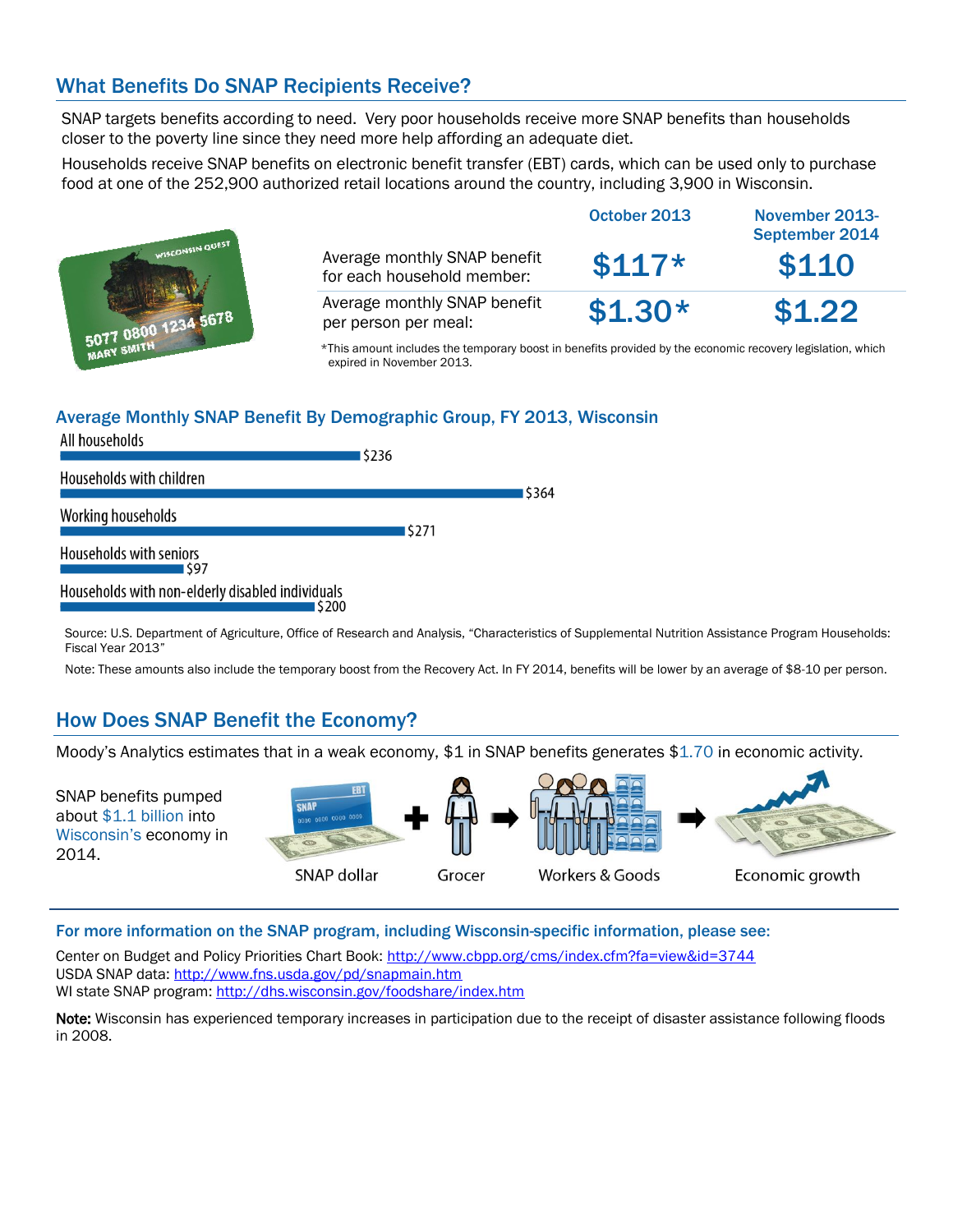## What Benefits Do SNAP Recipients Receive?

SNAP targets benefits according to need. Very poor households receive more SNAP benefits than households closer to the poverty line since they need more help affording an adequate diet.

Households receive SNAP benefits on electronic benefit transfer (EBT) cards, which can be used only to purchase food at one of the 252,900 authorized retail locations around the country, including 3,900 in Wisconsin.

| | October 2013 | November 2013-September 2014 |
|---|---|---|
| Average monthly SNAP benefit for each household member: | $117* | $110 |
| Average monthly SNAP benefit per person per meal: | $1.30* | $1.22 |

*This amount includes the temporary boost in benefits provided by the economic recovery legislation, which expired in November 2013.

### Average Monthly SNAP Benefit By Demographic Group, FY 2013, Wisconsin

All households
$236

Households with children
$364

Working households
$271

Households with seniors
$97

Households with non-elderly disabled individuals
$200

Source: U.S. Department of Agriculture, Office of Research and Analysis, "Characteristics of Supplemental Nutrition Assistance Program Households: Fiscal Year 2013"

Note: These amounts also include the temporary boost from the Recovery Act. In FY 2014, benefits will be lower by an average of $8-10 per person.

## How Does SNAP Benefit the Economy?

Moody's Analytics estimates that in a weak economy, $1 in SNAP benefits generates $1.70 in economic activity.

SNAP benefits pumped about $1.1 billion into Wisconsin's economy in 2014.

SNAP dollar + Grocer → Workers & Goods → Economic growth

**For more information on the SNAP program, including Wisconsin-specific information, please see:**

Center on Budget and Policy Priorities Chart Book: http://www.cbpp.org/cms/index.cfm?fa=view&id=3744
USDA SNAP data: http://www.fns.usda.gov/pd/snapmain.htm
WI state SNAP program: http://dhs.wisconsin.gov/foodshare/index.htm

**Note:** Wisconsin has experienced temporary increases in participation due to the receipt of disaster assistance following floods in 2008.